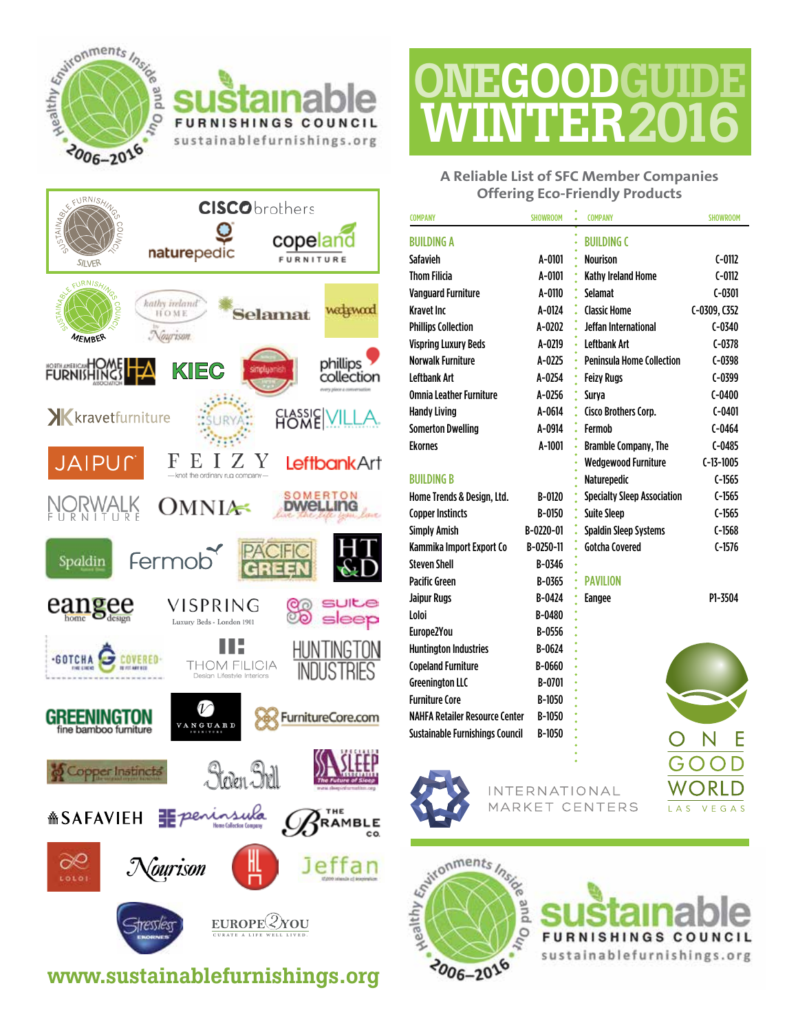# ONEGOODGUIDE WINTER 2016

## A Reliable List of SFC Member Companies Offering Eco-Friendly Products

| COMPANY | SHOWROOM |
|---|---|
| **BUILDING A** | |
| Safavieh | A-0101 |
| Thom Filicia | A-0101 |
| Vanguard Furniture | A-0110 |
| Kravet Inc | A-0124 |
| Phillips Collection | A-0202 |
| Vispring Luxury Beds | A-0219 |
| Norwalk Furniture | A-0225 |
| Leftbank Art | A-0254 |
| Omnia Leather Furniture | A-0256 |
| Handy Living | A-0614 |
| Somerton Dwelling | A-0914 |
| Ekornes | A-1001 |
| **BUILDING B** | |
| Home Trends & Design, Ltd. | B-0120 |
| Copper Instincts | B-0150 |
| Simply Amish | B-0220-01 |
| Kammika Import Export Co | B-0250-11 |
| Steven Shell | B-0346 |
| Pacific Green | B-0365 |
| Jaipur Rugs | B-0424 |
| Loloi | B-0480 |
| Europe2You | B-0556 |
| Huntington Industries | B-0624 |
| Copeland Furniture | B-0660 |
| Greenington LLC | B-0701 |
| Furniture Core | B-1050 |
| NAHFA Retailer Resource Center | B-1050 |
| Sustainable Furnishings Council | B-1050 |
| **BUILDING C** | |
| Nourison | C-0112 |
| Kathy Ireland Home | C-0112 |
| Selamat | C-0301 |
| Classic Home | C-0309, C352 |
| Jeffan International | C-0340 |
| Leftbank Art | C-0378 |
| Peninsula Home Collection | C-0398 |
| Feizy Rugs | C-0399 |
| Surya | C-0400 |
| Cisco Brothers Corp. | C-0401 |
| Fermob | C-0464 |
| Bramble Company, The | C-0485 |
| Wedgewood Furniture | C-13-1005 |
| Naturepedic | C-1565 |
| Specialty Sleep Association | C-1565 |
| Suite Sleep | C-1565 |
| Spaldin Sleep Systems | C-1568 |
| Gotcha Covered | C-1576 |
| **PAVILION** | |
| Eangee | P1-3504 |

www.sustainablefurnishings.org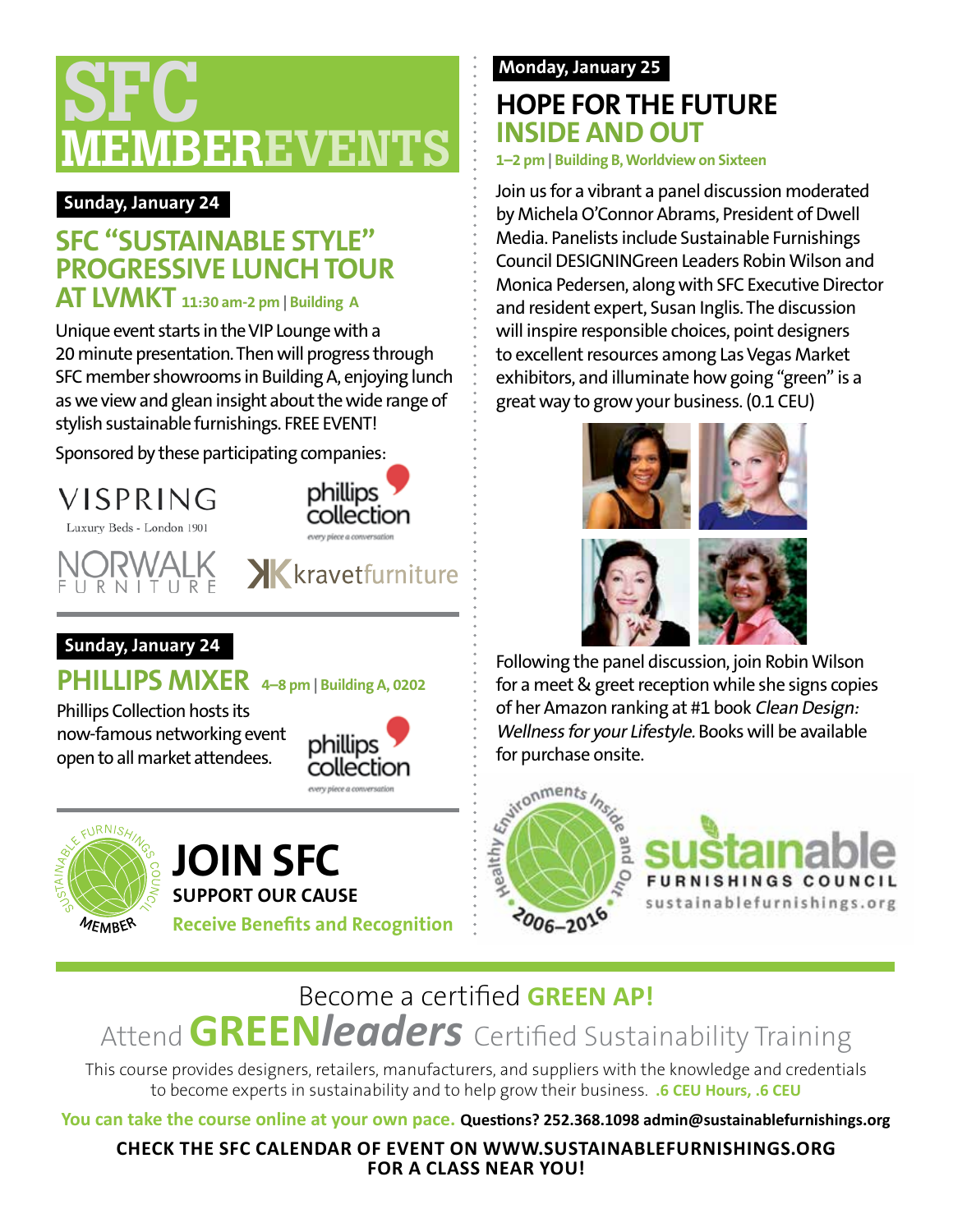# SFC MEMBEREVENTS

**Sunday, January 24**

## SFC "SUSTAINABLE STYLE" PROGRESSIVE LUNCH TOUR AT LVMKT

**11:30 am-2 pm | Building A**

Unique event starts in the VIP Lounge with a 20 minute presentation. Then will progress through SFC member showrooms in Building A, enjoying lunch as we view and glean insight about the wide range of stylish sustainable furnishings. FREE EVENT!

Sponsored by these participating companies:

VISPRING Luxury Beds - London 1901

phillips collection every piece a conversation

NORWALK FURNITURE

kravetfurniture

**Sunday, January 24**

## PHILLIPS MIXER

**4–8 pm | Building A, 0202**

Phillips Collection hosts its now-famous networking event open to all market attendees.

phillips collection every piece a conversation

SUSTAINABLE FURNISHINGS COUNCIL MEMBER

## JOIN SFC

**SUPPORT OUR CAUSE**

**Receive Benefits and Recognition**

**Monday, January 25**

## HOPE FOR THE FUTURE INSIDE AND OUT

**1–2 pm | Building B, Worldview on Sixteen**

Join us for a vibrant a panel discussion moderated by Michela O'Connor Abrams, President of Dwell Media. Panelists include Sustainable Furnishings Council DESIGNINGreen Leaders Robin Wilson and Monica Pedersen, along with SFC Executive Director and resident expert, Susan Inglis. The discussion will inspire responsible choices, point designers to excellent resources among Las Vegas Market exhibitors, and illuminate how going "green" is a great way to grow your business. (0.1 CEU)

Following the panel discussion, join Robin Wilson for a meet & greet reception while she signs copies of her Amazon ranking at #1 book *Clean Design: Wellness for your Lifestyle*. Books will be available for purchase onsite.

Healthy Environments Inside and Out 2006–2016

sustainable FURNISHINGS COUNCIL sustainablefurnishings.org

Become a certified **GREEN AP!**

Attend **GREEN*leaders*** Certified Sustainability Training

This course provides designers, retailers, manufacturers, and suppliers with the knowledge and credentials to become experts in sustainability and to help grow their business. **.6 CEU Hours, .6 CEU**

**You can take the course online at your own pace.** **Questions? 252.368.1098 admin@sustainablefurnishings.org**

**CHECK THE SFC CALENDAR OF EVENT ON WWW.SUSTAINABLEFURNISHINGS.ORG FOR A CLASS NEAR YOU!**